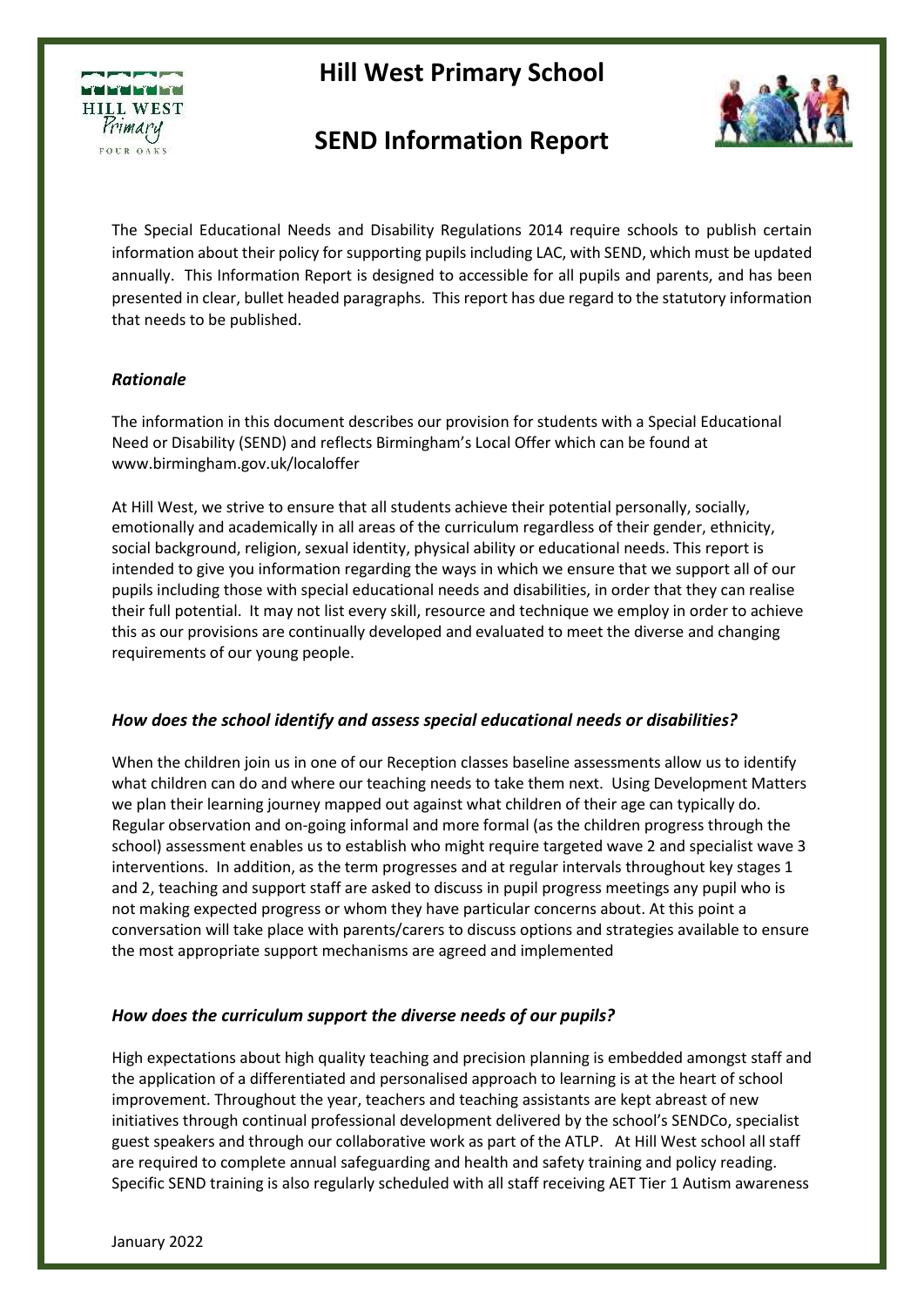# Hill West Primary School

## SEND Information Report

The Special Educational Needs and Disability Regulations 2014 require schools to publish certain information about their policy for supporting pupils including LAC, with SEND, which must be updated annually. This Information Report is designed to accessible for all pupils and parents, and has been presented in clear, bullet headed paragraphs. This report has due regard to the statutory information that needs to be published.

### *Rationale*

The information in this document describes our provision for students with a Special Educational Need or Disability (SEND) and reflects Birmingham's Local Offer which can be found at www.birmingham.gov.uk/localoffer

At Hill West, we strive to ensure that all students achieve their potential personally, socially, emotionally and academically in all areas of the curriculum regardless of their gender, ethnicity, social background, religion, sexual identity, physical ability or educational needs. This report is intended to give you information regarding the ways in which we ensure that we support all of our pupils including those with special educational needs and disabilities, in order that they can realise their full potential. It may not list every skill, resource and technique we employ in order to achieve this as our provisions are continually developed and evaluated to meet the diverse and changing requirements of our young people.

### *How does the school identify and assess special educational needs or disabilities?*

When the children join us in one of our Reception classes baseline assessments allow us to identify what children can do and where our teaching needs to take them next. Using Development Matters we plan their learning journey mapped out against what children of their age can typically do. Regular observation and on-going informal and more formal (as the children progress through the school) assessment enables us to establish who might require targeted wave 2 and specialist wave 3 interventions. In addition, as the term progresses and at regular intervals throughout key stages 1 and 2, teaching and support staff are asked to discuss in pupil progress meetings any pupil who is not making expected progress or whom they have particular concerns about. At this point a conversation will take place with parents/carers to discuss options and strategies available to ensure the most appropriate support mechanisms are agreed and implemented

### *How does the curriculum support the diverse needs of our pupils?*

High expectations about high quality teaching and precision planning is embedded amongst staff and the application of a differentiated and personalised approach to learning is at the heart of school improvement. Throughout the year, teachers and teaching assistants are kept abreast of new initiatives through continual professional development delivered by the school's SENDCo, specialist guest speakers and through our collaborative work as part of the ATLP. At Hill West school all staff are required to complete annual safeguarding and health and safety training and policy reading. Specific SEND training is also regularly scheduled with all staff receiving AET Tier 1 Autism awareness

January 2022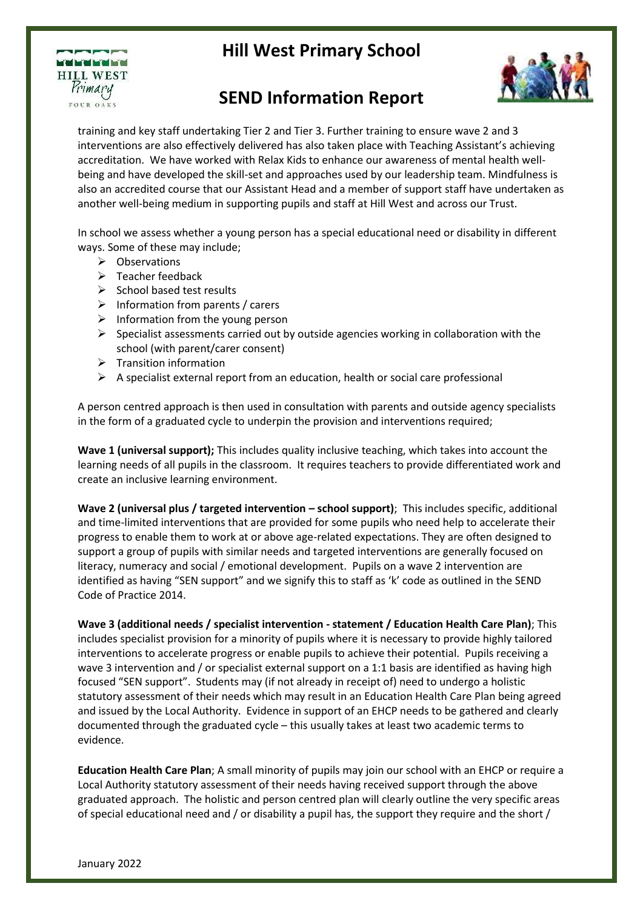training and key staff undertaking Tier 2 and Tier 3. Further training to ensure wave 2 and 3 interventions are also effectively delivered has also taken place with Teaching Assistant's achieving accreditation. We have worked with Relax Kids to enhance our awareness of mental health well-being and have developed the skill-set and approaches used by our leadership team. Mindfulness is also an accredited course that our Assistant Head and a member of support staff have undertaken as another well-being medium in supporting pupils and staff at Hill West and across our Trust.

In school we assess whether a young person has a special educational need or disability in different ways. Some of these may include;

- Observations
- Teacher feedback
- School based test results
- Information from parents / carers
- Information from the young person
- Specialist assessments carried out by outside agencies working in collaboration with the school (with parent/carer consent)
- Transition information
- A specialist external report from an education, health or social care professional

A person centred approach is then used in consultation with parents and outside agency specialists in the form of a graduated cycle to underpin the provision and interventions required;

**Wave 1 (universal support);** This includes quality inclusive teaching, which takes into account the learning needs of all pupils in the classroom. It requires teachers to provide differentiated work and create an inclusive learning environment.

**Wave 2 (universal plus / targeted intervention – school support)**; This includes specific, additional and time-limited interventions that are provided for some pupils who need help to accelerate their progress to enable them to work at or above age-related expectations. They are often designed to support a group of pupils with similar needs and targeted interventions are generally focused on literacy, numeracy and social / emotional development. Pupils on a wave 2 intervention are identified as having "SEN support" and we signify this to staff as 'k' code as outlined in the SEND Code of Practice 2014.

**Wave 3 (additional needs / specialist intervention - statement / Education Health Care Plan)**; This includes specialist provision for a minority of pupils where it is necessary to provide highly tailored interventions to accelerate progress or enable pupils to achieve their potential. Pupils receiving a wave 3 intervention and / or specialist external support on a 1:1 basis are identified as having high focused "SEN support". Students may (if not already in receipt of) need to undergo a holistic statutory assessment of their needs which may result in an Education Health Care Plan being agreed and issued by the Local Authority. Evidence in support of an EHCP needs to be gathered and clearly documented through the graduated cycle – this usually takes at least two academic terms to evidence.

**Education Health Care Plan**; A small minority of pupils may join our school with an EHCP or require a Local Authority statutory assessment of their needs having received support through the above graduated approach. The holistic and person centred plan will clearly outline the very specific areas of special educational need and / or disability a pupil has, the support they require and the short /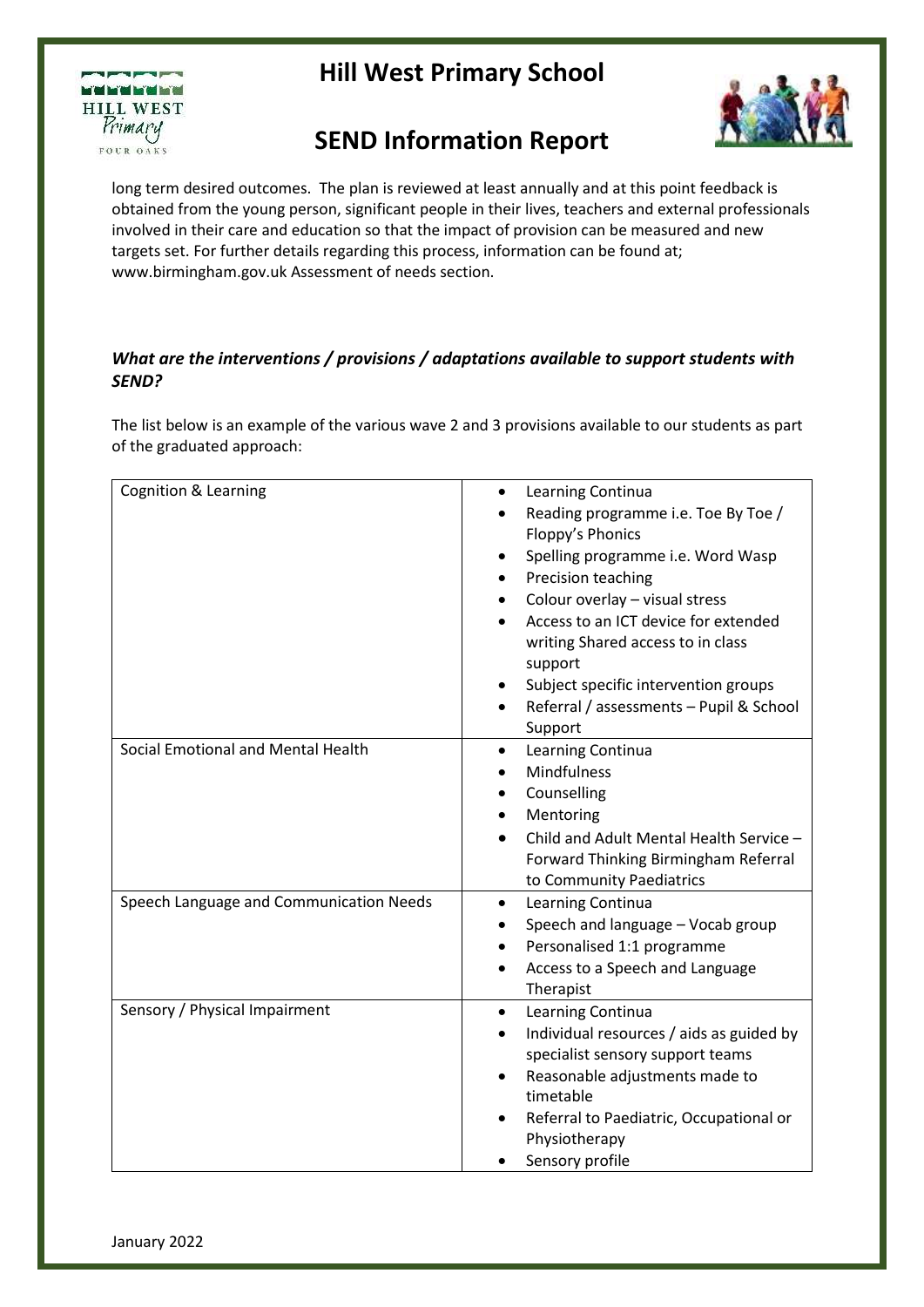long term desired outcomes. The plan is reviewed at least annually and at this point feedback is obtained from the young person, significant people in their lives, teachers and external professionals involved in their care and education so that the impact of provision can be measured and new targets set. For further details regarding this process, information can be found at; www.birmingham.gov.uk Assessment of needs section.

***What are the interventions / provisions / adaptations available to support students with SEND?***

The list below is an example of the various wave 2 and 3 provisions available to our students as part of the graduated approach:

| | |
|---|---|
| Cognition & Learning | • Learning Continua<br>• Reading programme i.e. Toe By Toe / Floppy's Phonics<br>• Spelling programme i.e. Word Wasp<br>• Precision teaching<br>• Colour overlay – visual stress<br>• Access to an ICT device for extended writing Shared access to in class support<br>• Subject specific intervention groups<br>• Referral / assessments – Pupil & School Support |
| Social Emotional and Mental Health | • Learning Continua<br>• Mindfulness<br>• Counselling<br>• Mentoring<br>• Child and Adult Mental Health Service – Forward Thinking Birmingham Referral to Community Paediatrics |
| Speech Language and Communication Needs | • Learning Continua<br>• Speech and language – Vocab group<br>• Personalised 1:1 programme<br>• Access to a Speech and Language Therapist |
| Sensory / Physical Impairment | • Learning Continua<br>• Individual resources / aids as guided by specialist sensory support teams<br>• Reasonable adjustments made to timetable<br>• Referral to Paediatric, Occupational or Physiotherapy<br>• Sensory profile |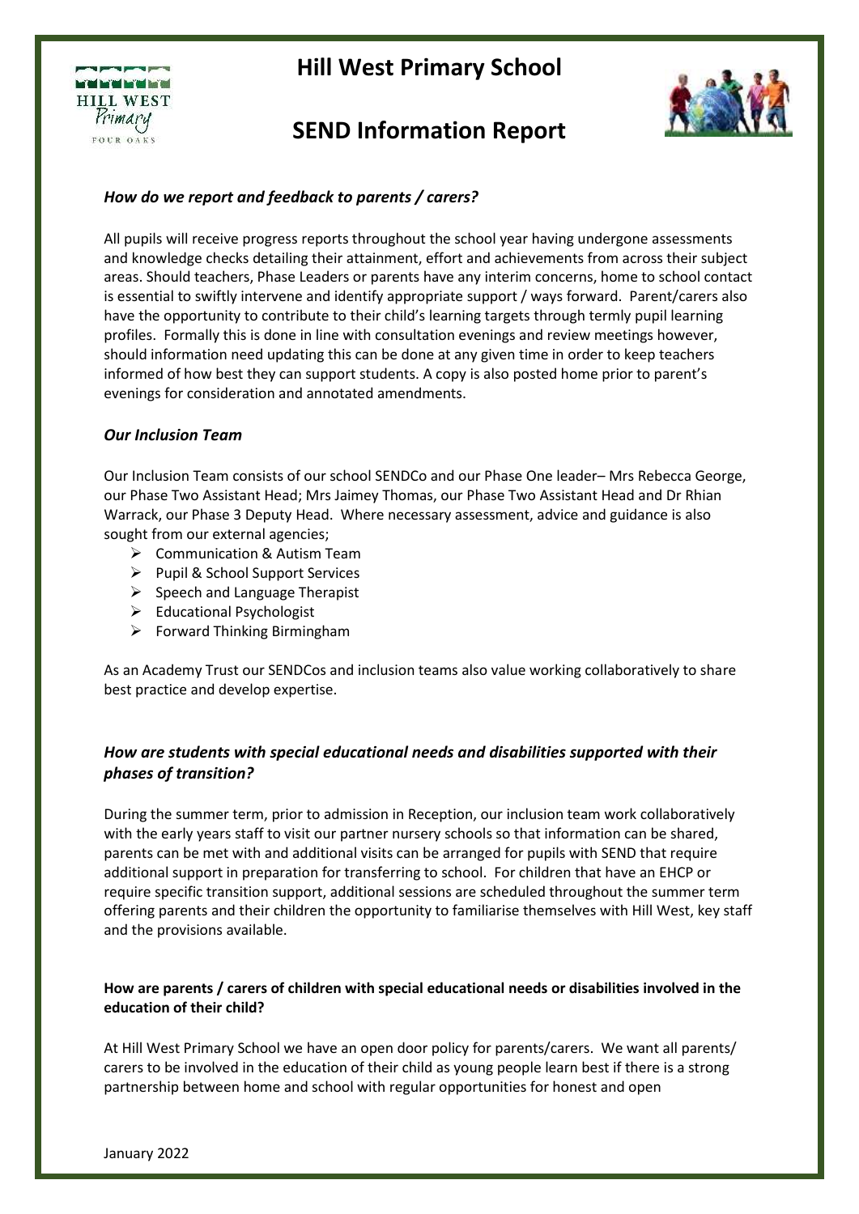### *How do we report and feedback to parents / carers?*

All pupils will receive progress reports throughout the school year having undergone assessments and knowledge checks detailing their attainment, effort and achievements from across their subject areas. Should teachers, Phase Leaders or parents have any interim concerns, home to school contact is essential to swiftly intervene and identify appropriate support / ways forward. Parent/carers also have the opportunity to contribute to their child's learning targets through termly pupil learning profiles. Formally this is done in line with consultation evenings and review meetings however, should information need updating this can be done at any given time in order to keep teachers informed of how best they can support students. A copy is also posted home prior to parent's evenings for consideration and annotated amendments.

### *Our Inclusion Team*

Our Inclusion Team consists of our school SENDCo and our Phase One leader– Mrs Rebecca George, our Phase Two Assistant Head; Mrs Jaimey Thomas, our Phase Two Assistant Head and Dr Rhian Warrack, our Phase 3 Deputy Head. Where necessary assessment, advice and guidance is also sought from our external agencies;

- Communication & Autism Team
- Pupil & School Support Services
- Speech and Language Therapist
- Educational Psychologist
- Forward Thinking Birmingham

As an Academy Trust our SENDCos and inclusion teams also value working collaboratively to share best practice and develop expertise.

### *How are students with special educational needs and disabilities supported with their phases of transition?*

During the summer term, prior to admission in Reception, our inclusion team work collaboratively with the early years staff to visit our partner nursery schools so that information can be shared, parents can be met with and additional visits can be arranged for pupils with SEND that require additional support in preparation for transferring to school. For children that have an EHCP or require specific transition support, additional sessions are scheduled throughout the summer term offering parents and their children the opportunity to familiarise themselves with Hill West, key staff and the provisions available.

### **How are parents / carers of children with special educational needs or disabilities involved in the education of their child?**

At Hill West Primary School we have an open door policy for parents/carers. We want all parents/ carers to be involved in the education of their child as young people learn best if there is a strong partnership between home and school with regular opportunities for honest and open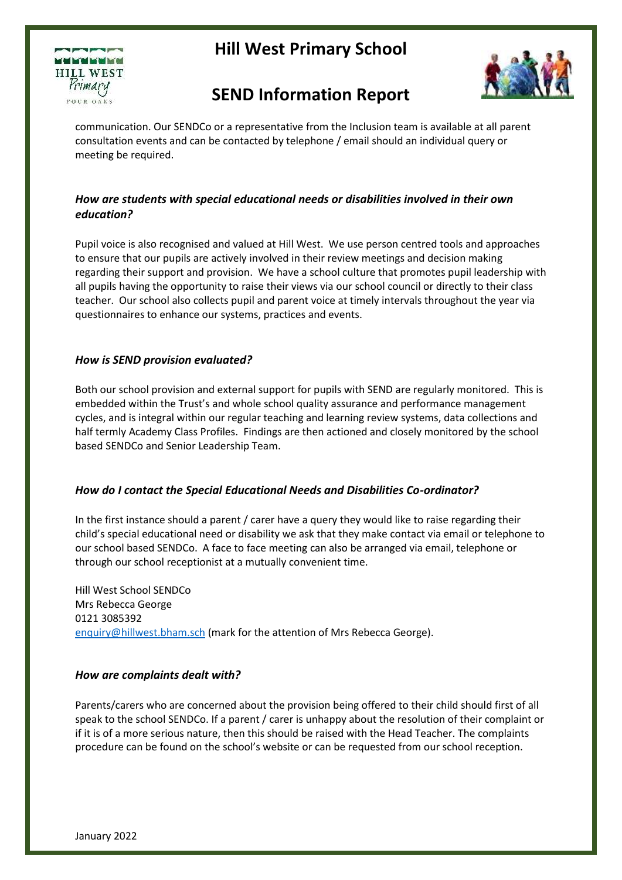communication. Our SENDCo or a representative from the Inclusion team is available at all parent consultation events and can be contacted by telephone / email should an individual query or meeting be required.

### *How are students with special educational needs or disabilities involved in their own education?*

Pupil voice is also recognised and valued at Hill West. We use person centred tools and approaches to ensure that our pupils are actively involved in their review meetings and decision making regarding their support and provision. We have a school culture that promotes pupil leadership with all pupils having the opportunity to raise their views via our school council or directly to their class teacher. Our school also collects pupil and parent voice at timely intervals throughout the year via questionnaires to enhance our systems, practices and events.

### *How is SEND provision evaluated?*

Both our school provision and external support for pupils with SEND are regularly monitored. This is embedded within the Trust's and whole school quality assurance and performance management cycles, and is integral within our regular teaching and learning review systems, data collections and half termly Academy Class Profiles. Findings are then actioned and closely monitored by the school based SENDCo and Senior Leadership Team.

### *How do I contact the Special Educational Needs and Disabilities Co-ordinator?*

In the first instance should a parent / carer have a query they would like to raise regarding their child's special educational need or disability we ask that they make contact via email or telephone to our school based SENDCo. A face to face meeting can also be arranged via email, telephone or through our school receptionist at a mutually convenient time.

Hill West School SENDCo
Mrs Rebecca George
0121 3085392
enquiry@hillwest.bham.sch (mark for the attention of Mrs Rebecca George).

### *How are complaints dealt with?*

Parents/carers who are concerned about the provision being offered to their child should first of all speak to the school SENDCo. If a parent / carer is unhappy about the resolution of their complaint or if it is of a more serious nature, then this should be raised with the Head Teacher. The complaints procedure can be found on the school's website or can be requested from our school reception.

January 2022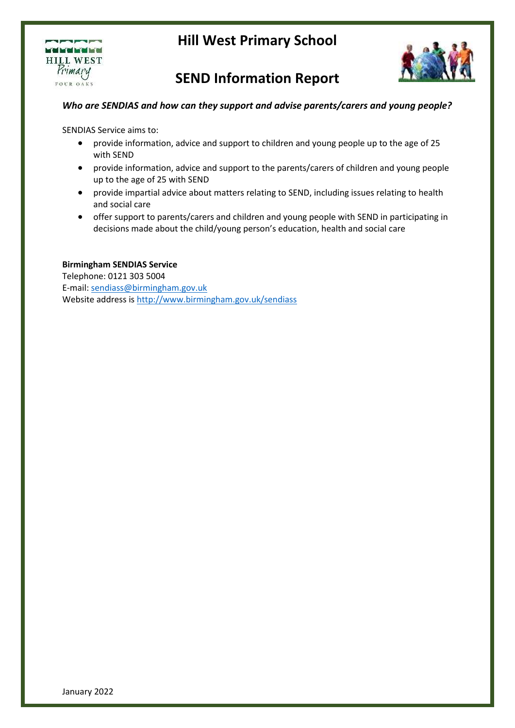*Who are SENDIAS and how can they support and advise parents/carers and young people?*

SENDIAS Service aims to:

- provide information, advice and support to children and young people up to the age of 25 with SEND
- provide information, advice and support to the parents/carers of children and young people up to the age of 25 with SEND
- provide impartial advice about matters relating to SEND, including issues relating to health and social care
- offer support to parents/carers and children and young people with SEND in participating in decisions made about the child/young person's education, health and social care

**Birmingham SENDIAS Service**
Telephone: 0121 303 5004
E-mail: sendiass@birmingham.gov.uk
Website address is http://www.birmingham.gov.uk/sendiass